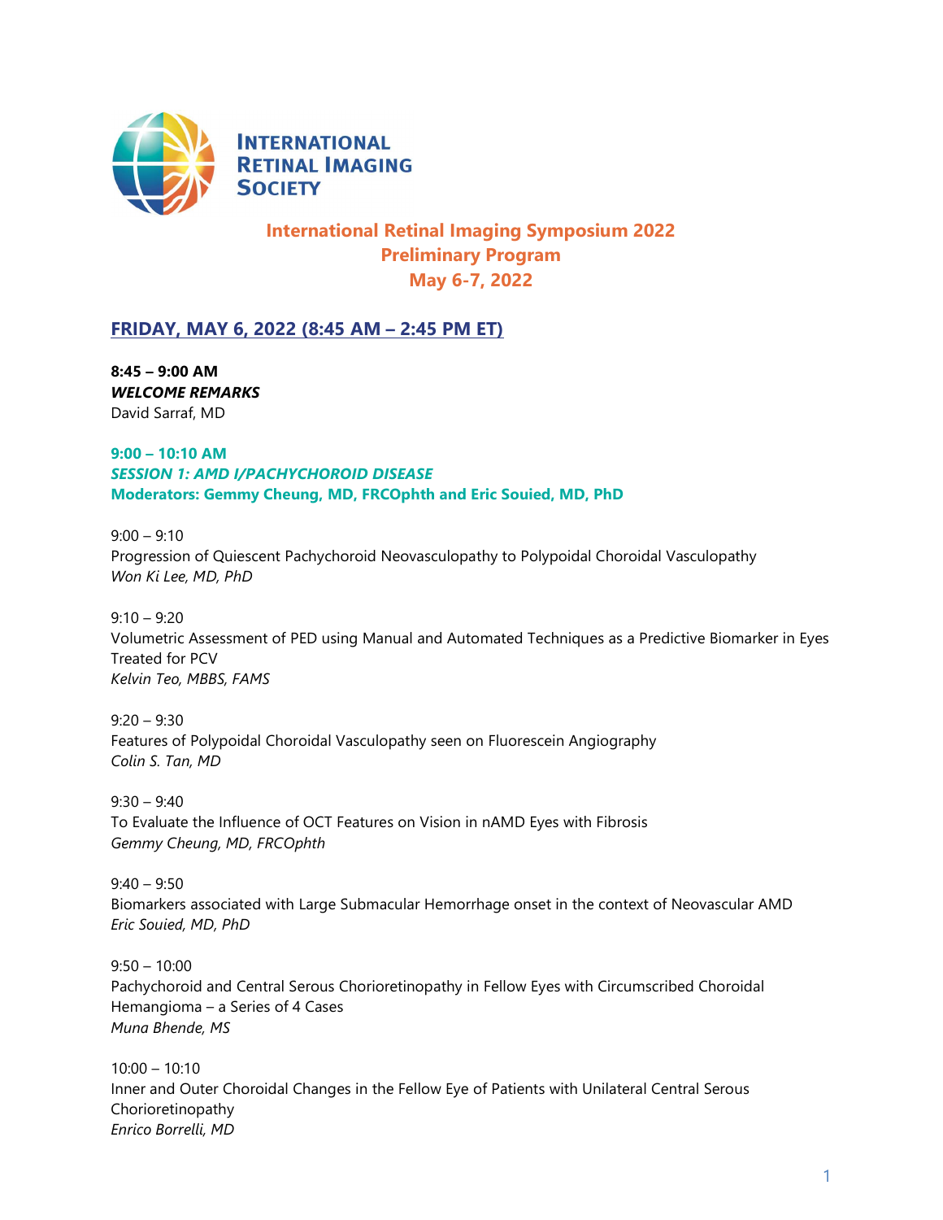**INTERNATIONAL RETINAL IMAGING SOCIETY**

# International Retinal Imaging Symposium 2022
## Preliminary Program
## May 6-7, 2022

## FRIDAY, MAY 6, 2022 (8:45 AM – 2:45 PM ET)

**8:45 – 9:00 AM**
***WELCOME REMARKS***
David Sarraf, MD

**9:00 – 10:10 AM**
***SESSION 1: AMD I/PACHYCHOROID DISEASE***
**Moderators: Gemmy Cheung, MD, FRCOphth and Eric Souied, MD, PhD**

9:00 – 9:10
Progression of Quiescent Pachychoroid Neovasculopathy to Polypoidal Choroidal Vasculopathy
*Won Ki Lee, MD, PhD*

9:10 – 9:20
Volumetric Assessment of PED using Manual and Automated Techniques as a Predictive Biomarker in Eyes Treated for PCV
*Kelvin Teo, MBBS, FAMS*

9:20 – 9:30
Features of Polypoidal Choroidal Vasculopathy seen on Fluorescein Angiography
*Colin S. Tan, MD*

9:30 – 9:40
To Evaluate the Influence of OCT Features on Vision in nAMD Eyes with Fibrosis
*Gemmy Cheung, MD, FRCOphth*

9:40 – 9:50
Biomarkers associated with Large Submacular Hemorrhage onset in the context of Neovascular AMD
*Eric Souied, MD, PhD*

9:50 – 10:00
Pachychoroid and Central Serous Chorioretinopathy in Fellow Eyes with Circumscribed Choroidal Hemangioma – a Series of 4 Cases
*Muna Bhende, MS*

10:00 – 10:10
Inner and Outer Choroidal Changes in the Fellow Eye of Patients with Unilateral Central Serous Chorioretinopathy
*Enrico Borrelli, MD*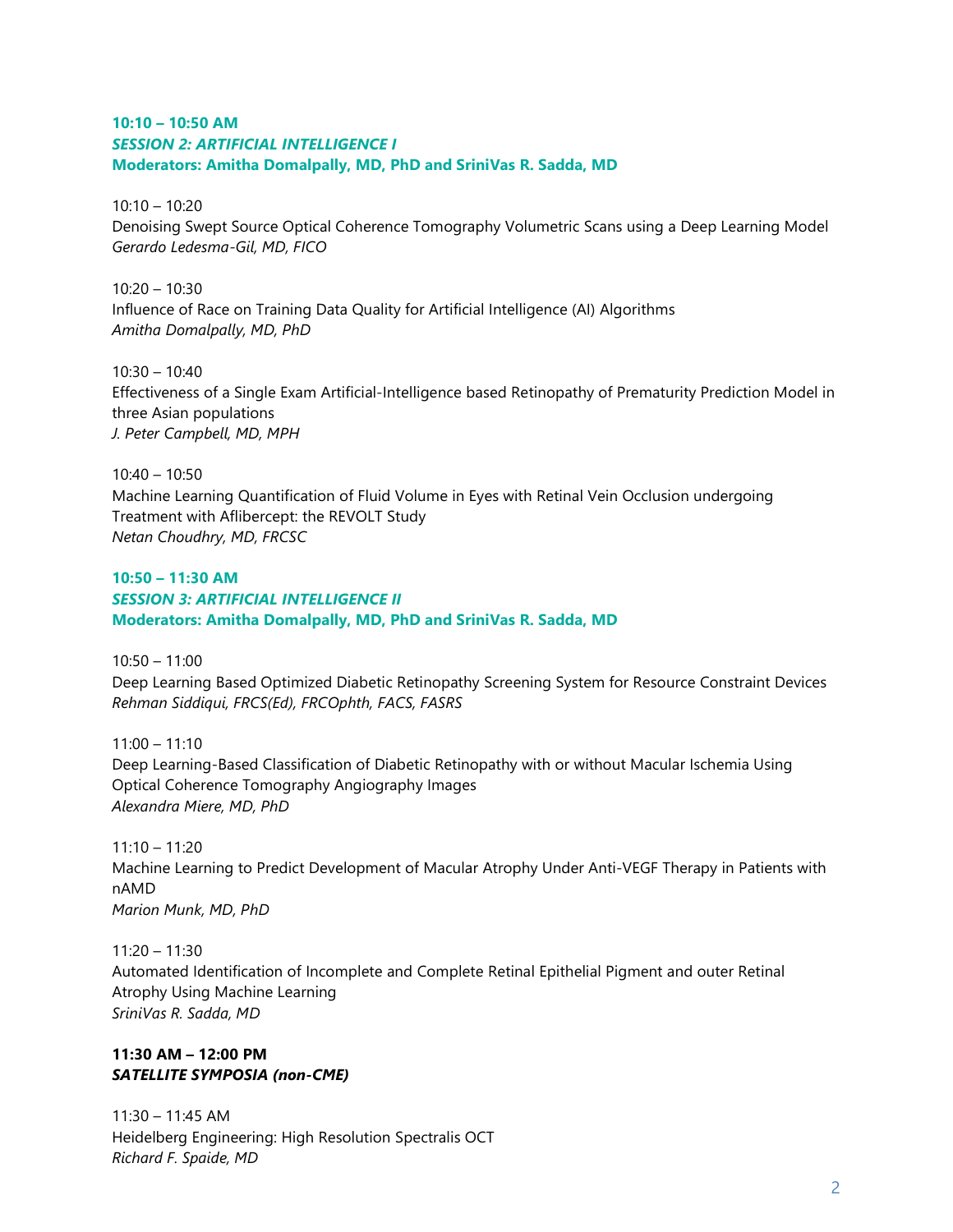**10:10 – 10:50 AM**
***SESSION 2: ARTIFICIAL INTELLIGENCE I***
**Moderators: Amitha Domalpally, MD, PhD and SriniVas R. Sadda, MD**

10:10 – 10:20
Denoising Swept Source Optical Coherence Tomography Volumetric Scans using a Deep Learning Model
*Gerardo Ledesma-Gil, MD, FICO*

10:20 – 10:30
Influence of Race on Training Data Quality for Artificial Intelligence (AI) Algorithms
*Amitha Domalpally, MD, PhD*

10:30 – 10:40
Effectiveness of a Single Exam Artificial-Intelligence based Retinopathy of Prematurity Prediction Model in three Asian populations
*J. Peter Campbell, MD, MPH*

10:40 – 10:50
Machine Learning Quantification of Fluid Volume in Eyes with Retinal Vein Occlusion undergoing Treatment with Aflibercept: the REVOLT Study
*Netan Choudhry, MD, FRCSC*

**10:50 – 11:30 AM**
***SESSION 3: ARTIFICIAL INTELLIGENCE II***
**Moderators: Amitha Domalpally, MD, PhD and SriniVas R. Sadda, MD**

10:50 – 11:00
Deep Learning Based Optimized Diabetic Retinopathy Screening System for Resource Constraint Devices
*Rehman Siddiqui, FRCS(Ed), FRCOphth, FACS, FASRS*

11:00 – 11:10
Deep Learning-Based Classification of Diabetic Retinopathy with or without Macular Ischemia Using Optical Coherence Tomography Angiography Images
*Alexandra Miere, MD, PhD*

11:10 – 11:20
Machine Learning to Predict Development of Macular Atrophy Under Anti-VEGF Therapy in Patients with nAMD
*Marion Munk, MD, PhD*

11:20 – 11:30
Automated Identification of Incomplete and Complete Retinal Epithelial Pigment and outer Retinal Atrophy Using Machine Learning
*SriniVas R. Sadda, MD*

**11:30 AM – 12:00 PM**
***SATELLITE SYMPOSIA (non-CME)***

11:30 – 11:45 AM
Heidelberg Engineering: High Resolution Spectralis OCT
*Richard F. Spaide, MD*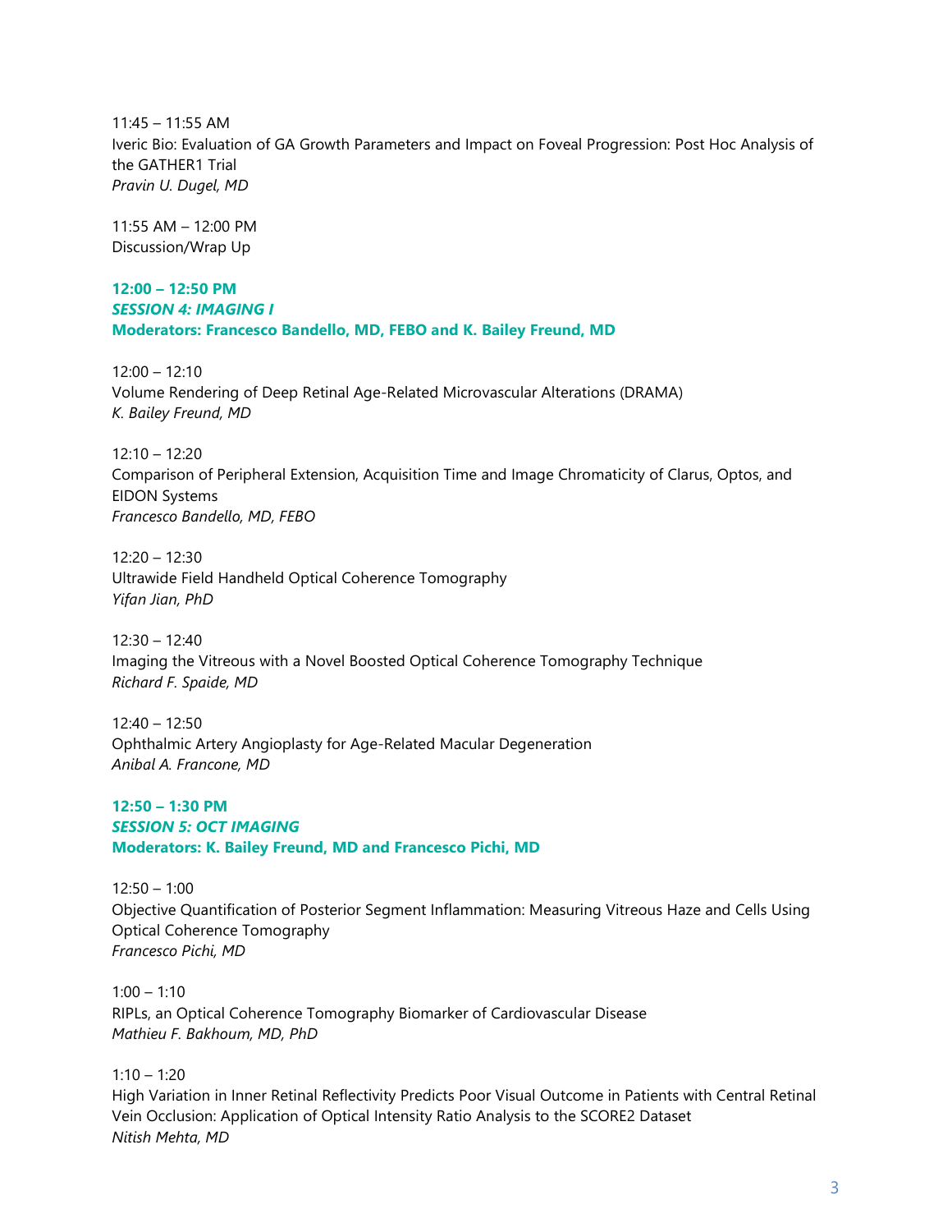11:45 – 11:55 AM
Iveric Bio: Evaluation of GA Growth Parameters and Impact on Foveal Progression: Post Hoc Analysis of the GATHER1 Trial
*Pravin U. Dugel, MD*

11:55 AM – 12:00 PM
Discussion/Wrap Up

**12:00 – 12:50 PM**
***SESSION 4: IMAGING I***
**Moderators: Francesco Bandello, MD, FEBO and K. Bailey Freund, MD**

12:00 – 12:10
Volume Rendering of Deep Retinal Age-Related Microvascular Alterations (DRAMA)
*K. Bailey Freund, MD*

12:10 – 12:20
Comparison of Peripheral Extension, Acquisition Time and Image Chromaticity of Clarus, Optos, and EIDON Systems
*Francesco Bandello, MD, FEBO*

12:20 – 12:30
Ultrawide Field Handheld Optical Coherence Tomography
*Yifan Jian, PhD*

12:30 – 12:40
Imaging the Vitreous with a Novel Boosted Optical Coherence Tomography Technique
*Richard F. Spaide, MD*

12:40 – 12:50
Ophthalmic Artery Angioplasty for Age-Related Macular Degeneration
*Anibal A. Francone, MD*

**12:50 – 1:30 PM**
***SESSION 5: OCT IMAGING***
**Moderators: K. Bailey Freund, MD and Francesco Pichi, MD**

12:50 – 1:00
Objective Quantification of Posterior Segment Inflammation: Measuring Vitreous Haze and Cells Using Optical Coherence Tomography
*Francesco Pichi, MD*

1:00 – 1:10
RIPLs, an Optical Coherence Tomography Biomarker of Cardiovascular Disease
*Mathieu F. Bakhoum, MD, PhD*

1:10 – 1:20
High Variation in Inner Retinal Reflectivity Predicts Poor Visual Outcome in Patients with Central Retinal Vein Occlusion: Application of Optical Intensity Ratio Analysis to the SCORE2 Dataset
*Nitish Mehta, MD*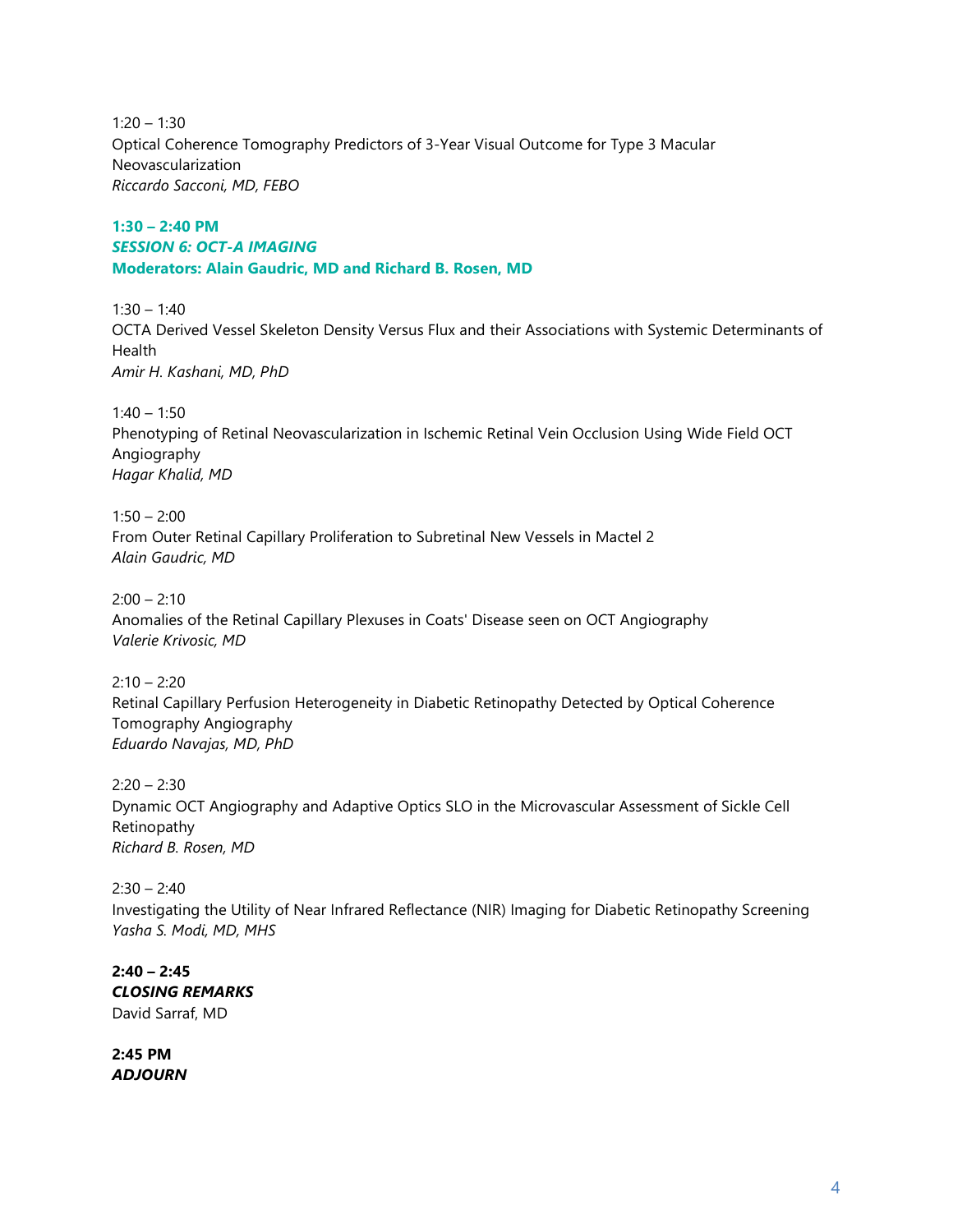1:20 – 1:30
Optical Coherence Tomography Predictors of 3-Year Visual Outcome for Type 3 Macular Neovascularization
*Riccardo Sacconi, MD, FEBO*

**1:30 – 2:40 PM**
***SESSION 6: OCT-A IMAGING***
**Moderators: Alain Gaudric, MD and Richard B. Rosen, MD**

1:30 – 1:40
OCTA Derived Vessel Skeleton Density Versus Flux and their Associations with Systemic Determinants of Health
*Amir H. Kashani, MD, PhD*

1:40 – 1:50
Phenotyping of Retinal Neovascularization in Ischemic Retinal Vein Occlusion Using Wide Field OCT Angiography
*Hagar Khalid, MD*

1:50 – 2:00
From Outer Retinal Capillary Proliferation to Subretinal New Vessels in Mactel 2
*Alain Gaudric, MD*

2:00 – 2:10
Anomalies of the Retinal Capillary Plexuses in Coats' Disease seen on OCT Angiography
*Valerie Krivosic, MD*

2:10 – 2:20
Retinal Capillary Perfusion Heterogeneity in Diabetic Retinopathy Detected by Optical Coherence Tomography Angiography
*Eduardo Navajas, MD, PhD*

2:20 – 2:30
Dynamic OCT Angiography and Adaptive Optics SLO in the Microvascular Assessment of Sickle Cell Retinopathy
*Richard B. Rosen, MD*

2:30 – 2:40
Investigating the Utility of Near Infrared Reflectance (NIR) Imaging for Diabetic Retinopathy Screening
*Yasha S. Modi, MD, MHS*

**2:40 – 2:45**
***CLOSING REMARKS***
David Sarraf, MD

**2:45 PM**
***ADJOURN***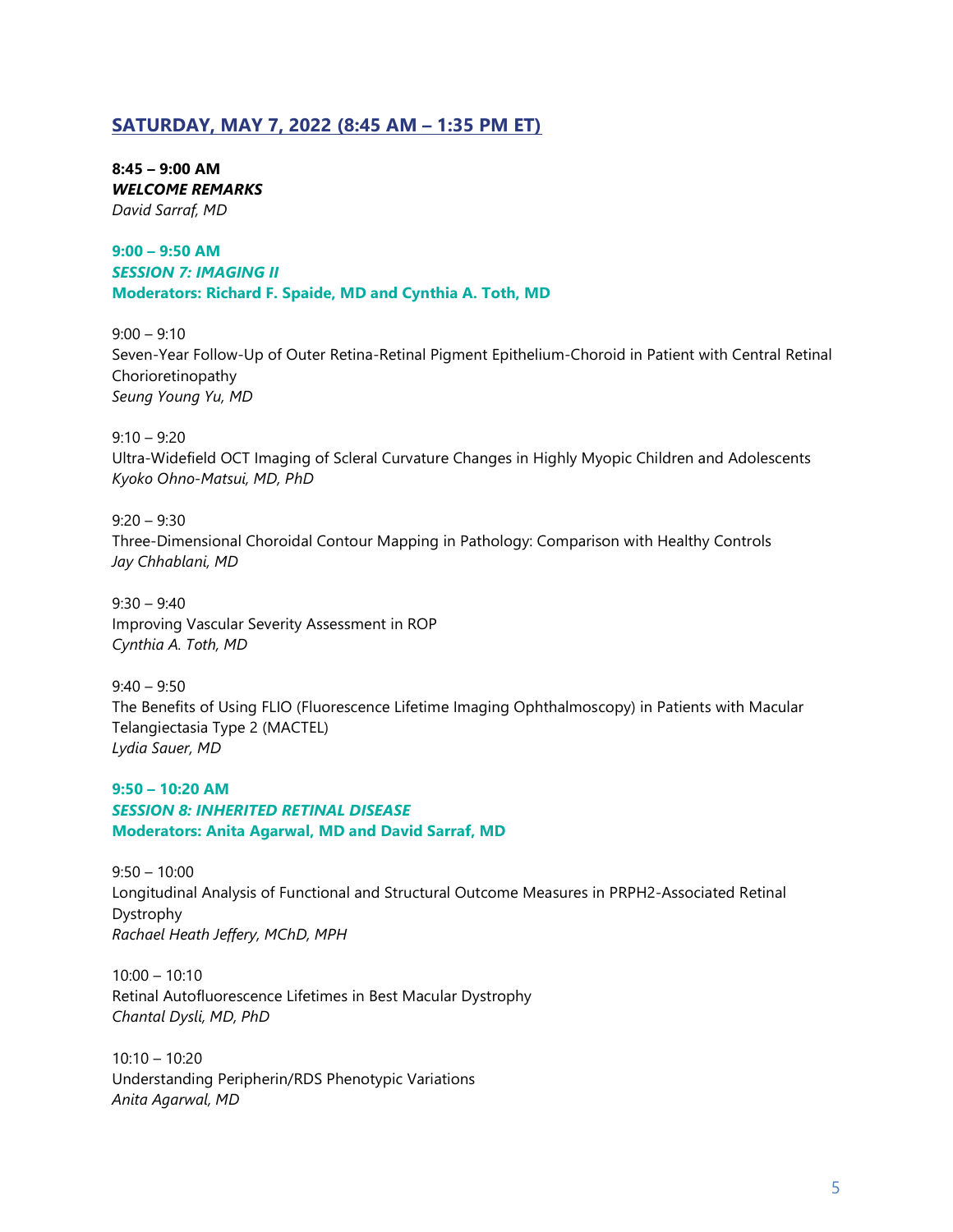## SATURDAY, MAY 7, 2022 (8:45 AM – 1:35 PM ET)

**8:45 – 9:00 AM**
***WELCOME REMARKS***
*David Sarraf, MD*

**9:00 – 9:50 AM**
***SESSION 7: IMAGING II***
**Moderators: Richard F. Spaide, MD and Cynthia A. Toth, MD**

9:00 – 9:10
Seven-Year Follow-Up of Outer Retina-Retinal Pigment Epithelium-Choroid in Patient with Central Retinal Chorioretinopathy
*Seung Young Yu, MD*

9:10 – 9:20
Ultra-Widefield OCT Imaging of Scleral Curvature Changes in Highly Myopic Children and Adolescents
*Kyoko Ohno-Matsui, MD, PhD*

9:20 – 9:30
Three-Dimensional Choroidal Contour Mapping in Pathology: Comparison with Healthy Controls
*Jay Chhablani, MD*

9:30 – 9:40
Improving Vascular Severity Assessment in ROP
*Cynthia A. Toth, MD*

9:40 – 9:50
The Benefits of Using FLIO (Fluorescence Lifetime Imaging Ophthalmoscopy) in Patients with Macular Telangiectasia Type 2 (MACTEL)
*Lydia Sauer, MD*

**9:50 – 10:20 AM**
***SESSION 8: INHERITED RETINAL DISEASE***
**Moderators: Anita Agarwal, MD and David Sarraf, MD**

9:50 – 10:00
Longitudinal Analysis of Functional and Structural Outcome Measures in PRPH2-Associated Retinal Dystrophy
*Rachael Heath Jeffery, MChD, MPH*

10:00 – 10:10
Retinal Autofluorescence Lifetimes in Best Macular Dystrophy
*Chantal Dysli, MD, PhD*

10:10 – 10:20
Understanding Peripherin/RDS Phenotypic Variations
*Anita Agarwal, MD*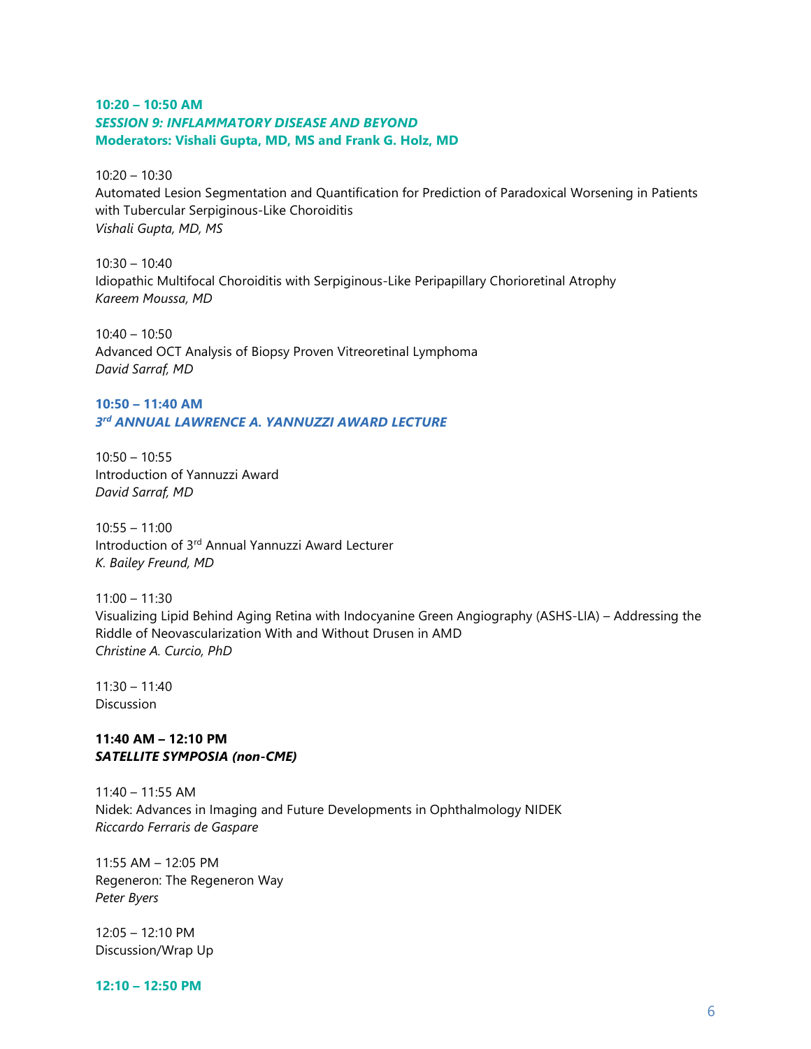**10:20 – 10:50 AM**
***SESSION 9: INFLAMMATORY DISEASE AND BEYOND***
**Moderators: Vishali Gupta, MD, MS and Frank G. Holz, MD**

10:20 – 10:30
Automated Lesion Segmentation and Quantification for Prediction of Paradoxical Worsening in Patients with Tubercular Serpiginous-Like Choroiditis
*Vishali Gupta, MD, MS*

10:30 – 10:40
Idiopathic Multifocal Choroiditis with Serpiginous-Like Peripapillary Chorioretinal Atrophy
*Kareem Moussa, MD*

10:40 – 10:50
Advanced OCT Analysis of Biopsy Proven Vitreoretinal Lymphoma
*David Sarraf, MD*

**10:50 – 11:40 AM**
***3rd ANNUAL LAWRENCE A. YANNUZZI AWARD LECTURE***

10:50 – 10:55
Introduction of Yannuzzi Award
*David Sarraf, MD*

10:55 – 11:00
Introduction of 3rd Annual Yannuzzi Award Lecturer
*K. Bailey Freund, MD*

11:00 – 11:30
Visualizing Lipid Behind Aging Retina with Indocyanine Green Angiography (ASHS-LIA) – Addressing the Riddle of Neovascularization With and Without Drusen in AMD
*Christine A. Curcio, PhD*

11:30 – 11:40
Discussion

**11:40 AM – 12:10 PM**
***SATELLITE SYMPOSIA (non-CME)***

11:40 – 11:55 AM
Nidek: Advances in Imaging and Future Developments in Ophthalmology NIDEK
*Riccardo Ferraris de Gaspare*

11:55 AM – 12:05 PM
Regeneron: The Regeneron Way
*Peter Byers*

12:05 – 12:10 PM
Discussion/Wrap Up

**12:10 – 12:50 PM**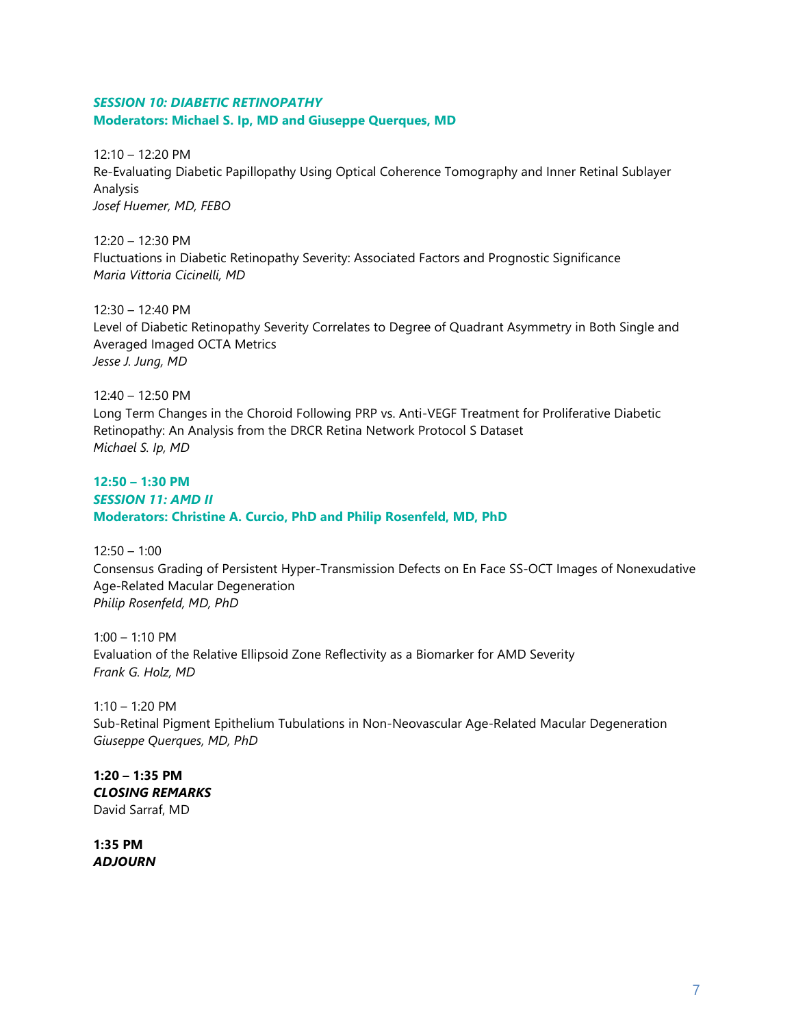***SESSION 10: DIABETIC RETINOPATHY***
**Moderators: Michael S. Ip, MD and Giuseppe Querques, MD**

12:10 – 12:20 PM
Re-Evaluating Diabetic Papillopathy Using Optical Coherence Tomography and Inner Retinal Sublayer Analysis
*Josef Huemer, MD, FEBO*

12:20 – 12:30 PM
Fluctuations in Diabetic Retinopathy Severity: Associated Factors and Prognostic Significance
*Maria Vittoria Cicinelli, MD*

12:30 – 12:40 PM
Level of Diabetic Retinopathy Severity Correlates to Degree of Quadrant Asymmetry in Both Single and Averaged Imaged OCTA Metrics
*Jesse J. Jung, MD*

12:40 – 12:50 PM
Long Term Changes in the Choroid Following PRP vs. Anti-VEGF Treatment for Proliferative Diabetic Retinopathy: An Analysis from the DRCR Retina Network Protocol S Dataset
*Michael S. Ip, MD*

**12:50 – 1:30 PM**
***SESSION 11: AMD II***
**Moderators: Christine A. Curcio, PhD and Philip Rosenfeld, MD, PhD**

12:50 – 1:00
Consensus Grading of Persistent Hyper-Transmission Defects on En Face SS-OCT Images of Nonexudative Age-Related Macular Degeneration
*Philip Rosenfeld, MD, PhD*

1:00 – 1:10 PM
Evaluation of the Relative Ellipsoid Zone Reflectivity as a Biomarker for AMD Severity
*Frank G. Holz, MD*

1:10 – 1:20 PM
Sub-Retinal Pigment Epithelium Tubulations in Non-Neovascular Age-Related Macular Degeneration
*Giuseppe Querques, MD, PhD*

**1:20 – 1:35 PM**
***CLOSING REMARKS***
David Sarraf, MD

**1:35 PM**
***ADJOURN***